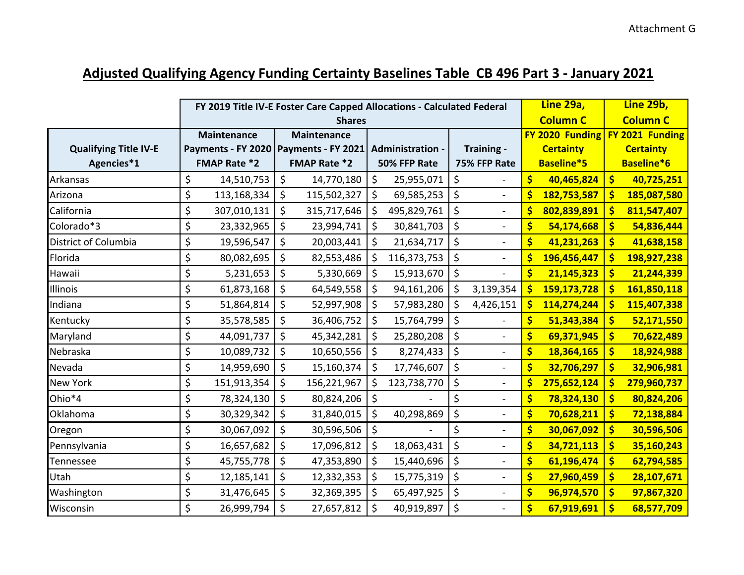Attachment G

# Adjusted Qualifying Agency Funding Certainty Baselines Table CB 496 Part 3 - January 2021

| Qualifying Title IV-E Agencies*1 | FY 2019 Title IV-E Foster Care Capped Allocations - Calculated Federal Shares | | | | Line 29a, Column C | Line 29b, Column C |
|---|---|---|---|---|---|---|
| | Maintenance Payments - FY 2020 FMAP Rate *2 | Maintenance Payments - FY 2021 FMAP Rate *2 | Administration - 50% FFP Rate | Training - 75% FFP Rate | FY 2020 Funding Certainty Baseline*5 | FY 2021 Funding Certainty Baseline*6 |
| Arkansas | $ 14,510,753 | $ 14,770,180 | $ 25,955,071 | $ - | $ 40,465,824 | $ 40,725,251 |
| Arizona | $ 113,168,334 | $ 115,502,327 | $ 69,585,253 | $ - | $ 182,753,587 | $ 185,087,580 |
| California | $ 307,010,131 | $ 315,717,646 | $ 495,829,761 | $ - | $ 802,839,891 | $ 811,547,407 |
| Colorado*3 | $ 23,332,965 | $ 23,994,741 | $ 30,841,703 | $ - | $ 54,174,668 | $ 54,836,444 |
| District of Columbia | $ 19,596,547 | $ 20,003,441 | $ 21,634,717 | $ - | $ 41,231,263 | $ 41,638,158 |
| Florida | $ 80,082,695 | $ 82,553,486 | $ 116,373,753 | $ - | $ 196,456,447 | $ 198,927,238 |
| Hawaii | $ 5,231,653 | $ 5,330,669 | $ 15,913,670 | $ - | $ 21,145,323 | $ 21,244,339 |
| Illinois | $ 61,873,168 | $ 64,549,558 | $ 94,161,206 | $ 3,139,354 | $ 159,173,728 | $ 161,850,118 |
| Indiana | $ 51,864,814 | $ 52,997,908 | $ 57,983,280 | $ 4,426,151 | $ 114,274,244 | $ 115,407,338 |
| Kentucky | $ 35,578,585 | $ 36,406,752 | $ 15,764,799 | $ - | $ 51,343,384 | $ 52,171,550 |
| Maryland | $ 44,091,737 | $ 45,342,281 | $ 25,280,208 | $ - | $ 69,371,945 | $ 70,622,489 |
| Nebraska | $ 10,089,732 | $ 10,650,556 | $ 8,274,433 | $ - | $ 18,364,165 | $ 18,924,988 |
| Nevada | $ 14,959,690 | $ 15,160,374 | $ 17,746,607 | $ - | $ 32,706,297 | $ 32,906,981 |
| New York | $ 151,913,354 | $ 156,221,967 | $ 123,738,770 | $ - | $ 275,652,124 | $ 279,960,737 |
| Ohio*4 | $ 78,324,130 | $ 80,824,206 | $ - | $ - | $ 78,324,130 | $ 80,824,206 |
| Oklahoma | $ 30,329,342 | $ 31,840,015 | $ 40,298,869 | $ - | $ 70,628,211 | $ 72,138,884 |
| Oregon | $ 30,067,092 | $ 30,596,506 | $ - | $ - | $ 30,067,092 | $ 30,596,506 |
| Pennsylvania | $ 16,657,682 | $ 17,096,812 | $ 18,063,431 | $ - | $ 34,721,113 | $ 35,160,243 |
| Tennessee | $ 45,755,778 | $ 47,353,890 | $ 15,440,696 | $ - | $ 61,196,474 | $ 62,794,585 |
| Utah | $ 12,185,141 | $ 12,332,353 | $ 15,775,319 | $ - | $ 27,960,459 | $ 28,107,671 |
| Washington | $ 31,476,645 | $ 32,369,395 | $ 65,497,925 | $ - | $ 96,974,570 | $ 97,867,320 |
| Wisconsin | $ 26,999,794 | $ 27,657,812 | $ 40,919,897 | $ - | $ 67,919,691 | $ 68,577,709 |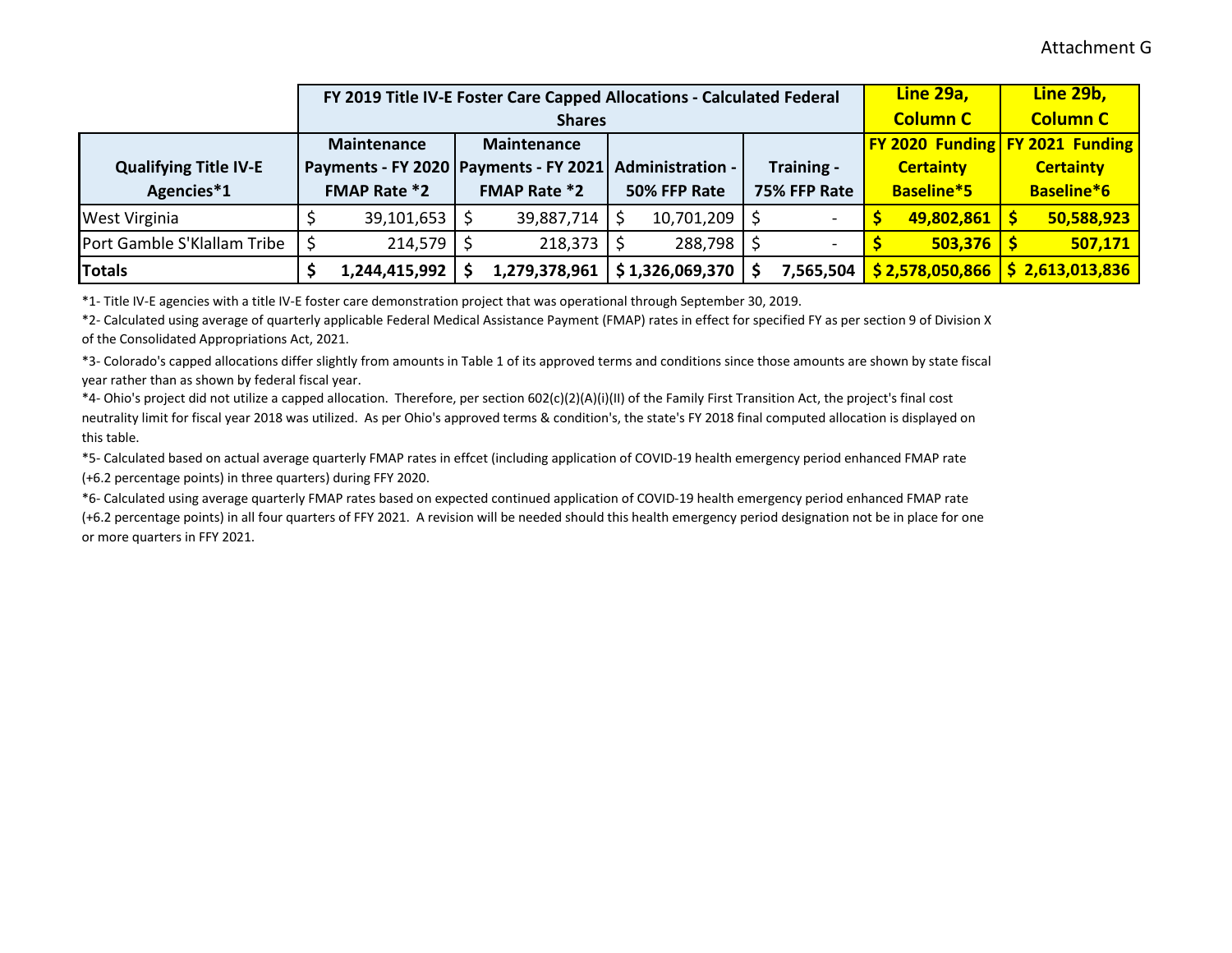Attachment G

| Qualifying Title IV-E Agencies*1 | FY 2019 Title IV-E Foster Care Capped Allocations - Calculated Federal Shares | | | | Line 29a, Column C | Line 29b, Column C |
|---|---|---|---|---|---|---|
| | Maintenance Payments - FY 2020 FMAP Rate *2 | Maintenance Payments - FY 2021 FMAP Rate *2 | Administration - 50% FFP Rate | Training - 75% FFP Rate | FY 2020 Funding Certainty Baseline*5 | FY 2021 Funding Certainty Baseline*6 |
| West Virginia | $ 39,101,653 | $ 39,887,714 | $ 10,701,209 | $ - | $ 49,802,861 | $ 50,588,923 |
| Port Gamble S'Klallam Tribe | $ 214,579 | $ 218,373 | $ 288,798 | $ - | $ 503,376 | $ 507,171 |
| **Totals** | **$ 1,244,415,992** | **$ 1,279,378,961** | **$ 1,326,069,370** | **$ 7,565,504** | **$ 2,578,050,866** | **$ 2,613,013,836** |

*1- Title IV-E agencies with a title IV-E foster care demonstration project that was operational through September 30, 2019.

*2- Calculated using average of quarterly applicable Federal Medical Assistance Payment (FMAP) rates in effect for specified FY as per section 9 of Division X of the Consolidated Appropriations Act, 2021.

*3- Colorado's capped allocations differ slightly from amounts in Table 1 of its approved terms and conditions since those amounts are shown by state fiscal year rather than as shown by federal fiscal year.

*4- Ohio's project did not utilize a capped allocation. Therefore, per section 602(c)(2)(A)(i)(II) of the Family First Transition Act, the project's final cost neutrality limit for fiscal year 2018 was utilized. As per Ohio's approved terms & condition's, the state's FY 2018 final computed allocation is displayed on this table.

*5- Calculated based on actual average quarterly FMAP rates in effcet (including application of COVID-19 health emergency period enhanced FMAP rate (+6.2 percentage points) in three quarters) during FFY 2020.

*6- Calculated using average quarterly FMAP rates based on expected continued application of COVID-19 health emergency period enhanced FMAP rate (+6.2 percentage points) in all four quarters of FFY 2021. A revision will be needed should this health emergency period designation not be in place for one or more quarters in FFY 2021.